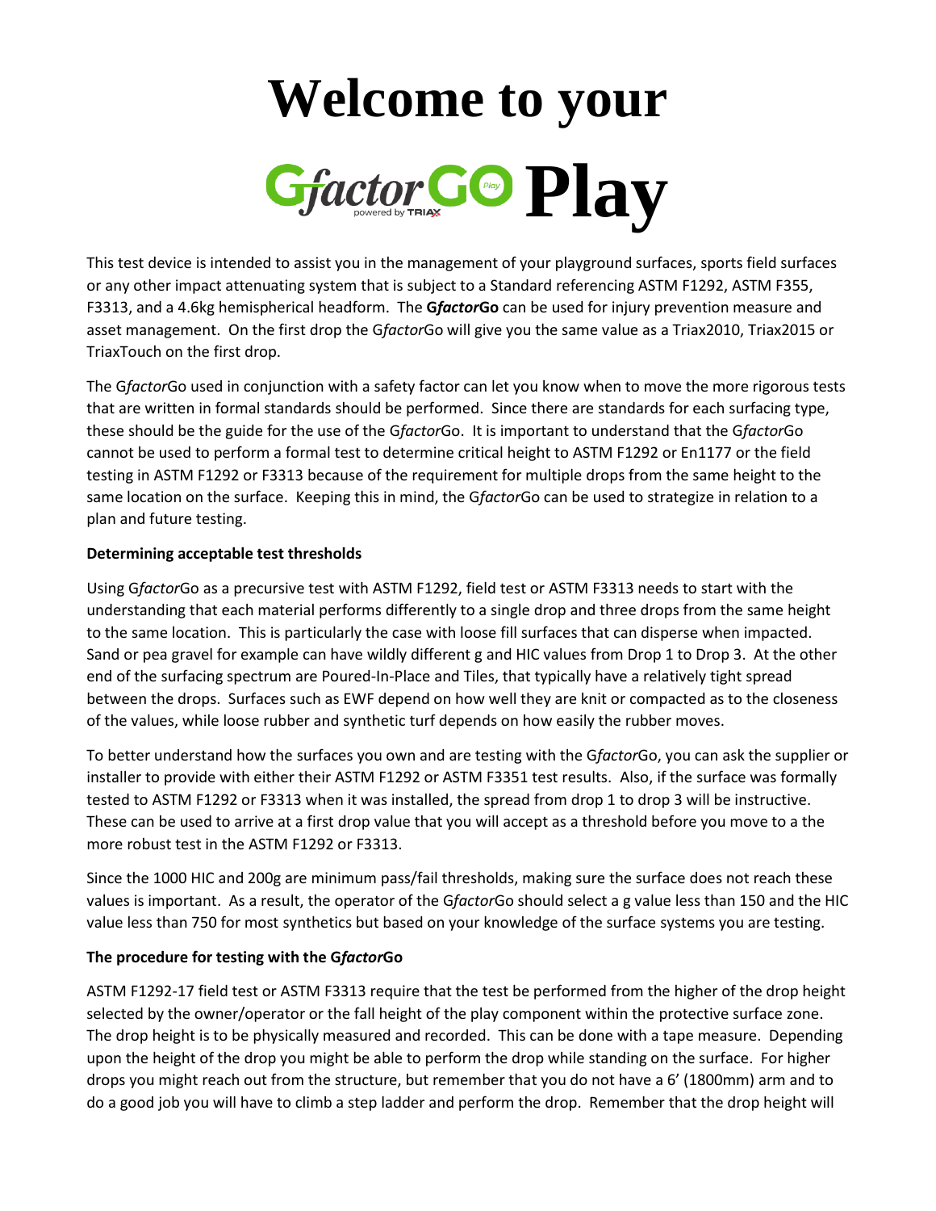# Welcome to your

# GfactorGO Play

This test device is intended to assist you in the management of your playground surfaces, sports field surfaces or any other impact attenuating system that is subject to a Standard referencing ASTM F1292, ASTM F355, F3313, and a 4.6kg hemispherical headform. The **G*factor*Go** can be used for injury prevention measure and asset management. On the first drop the G*factor*Go will give you the same value as a Triax2010, Triax2015 or TriaxTouch on the first drop.

The G*factor*Go used in conjunction with a safety factor can let you know when to move the more rigorous tests that are written in formal standards should be performed. Since there are standards for each surfacing type, these should be the guide for the use of the G*factor*Go. It is important to understand that the G*factor*Go cannot be used to perform a formal test to determine critical height to ASTM F1292 or En1177 or the field testing in ASTM F1292 or F3313 because of the requirement for multiple drops from the same height to the same location on the surface. Keeping this in mind, the G*factor*Go can be used to strategize in relation to a plan and future testing.

**Determining acceptable test thresholds**

Using G*factor*Go as a precursive test with ASTM F1292, field test or ASTM F3313 needs to start with the understanding that each material performs differently to a single drop and three drops from the same height to the same location. This is particularly the case with loose fill surfaces that can disperse when impacted. Sand or pea gravel for example can have wildly different g and HIC values from Drop 1 to Drop 3. At the other end of the surfacing spectrum are Poured-In-Place and Tiles, that typically have a relatively tight spread between the drops. Surfaces such as EWF depend on how well they are knit or compacted as to the closeness of the values, while loose rubber and synthetic turf depends on how easily the rubber moves.

To better understand how the surfaces you own and are testing with the G*factor*Go, you can ask the supplier or installer to provide with either their ASTM F1292 or ASTM F3351 test results. Also, if the surface was formally tested to ASTM F1292 or F3313 when it was installed, the spread from drop 1 to drop 3 will be instructive. These can be used to arrive at a first drop value that you will accept as a threshold before you move to a the more robust test in the ASTM F1292 or F3313.

Since the 1000 HIC and 200g are minimum pass/fail thresholds, making sure the surface does not reach these values is important. As a result, the operator of the G*factor*Go should select a g value less than 150 and the HIC value less than 750 for most synthetics but based on your knowledge of the surface systems you are testing.

**The procedure for testing with the G*factor*Go**

ASTM F1292-17 field test or ASTM F3313 require that the test be performed from the higher of the drop height selected by the owner/operator or the fall height of the play component within the protective surface zone. The drop height is to be physically measured and recorded. This can be done with a tape measure. Depending upon the height of the drop you might be able to perform the drop while standing on the surface. For higher drops you might reach out from the structure, but remember that you do not have a 6' (1800mm) arm and to do a good job you will have to climb a step ladder and perform the drop. Remember that the drop height will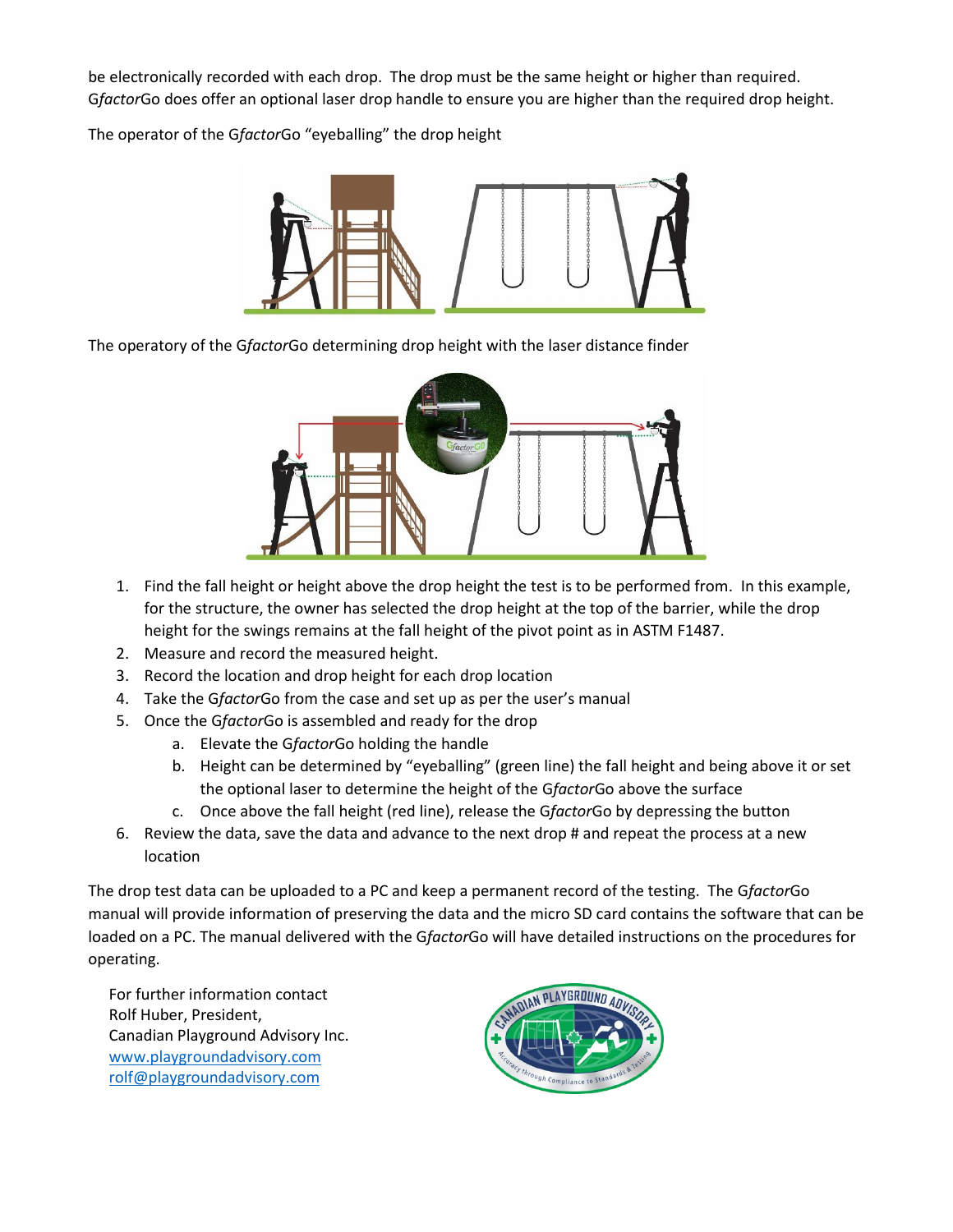be electronically recorded with each drop. The drop must be the same height or higher than required. G*factor*Go does offer an optional laser drop handle to ensure you are higher than the required drop height.

The operator of the G*factor*Go "eyeballing" the drop height

The operatory of the G*factor*Go determining drop height with the laser distance finder

1. Find the fall height or height above the drop height the test is to be performed from. In this example, for the structure, the owner has selected the drop height at the top of the barrier, while the drop height for the swings remains at the fall height of the pivot point as in ASTM F1487.
2. Measure and record the measured height.
3. Record the location and drop height for each drop location
4. Take the G*factor*Go from the case and set up as per the user's manual
5. Once the G*factor*Go is assembled and ready for the drop
    a. Elevate the G*factor*Go holding the handle
    b. Height can be determined by "eyeballing" (green line) the fall height and being above it or set the optional laser to determine the height of the G*factor*Go above the surface
    c. Once above the fall height (red line), release the G*factor*Go by depressing the button
6. Review the data, save the data and advance to the next drop # and repeat the process at a new location

The drop test data can be uploaded to a PC and keep a permanent record of the testing. The G*factor*Go manual will provide information of preserving the data and the micro SD card contains the software that can be loaded on a PC. The manual delivered with the G*factor*Go will have detailed instructions on the procedures for operating.

For further information contact
Rolf Huber, President,
Canadian Playground Advisory Inc.
[www.playgroundadvisory.com](http://www.playgroundadvisory.com)
[rolf@playgroundadvisory.com](mailto:rolf@playgroundadvisory.com)